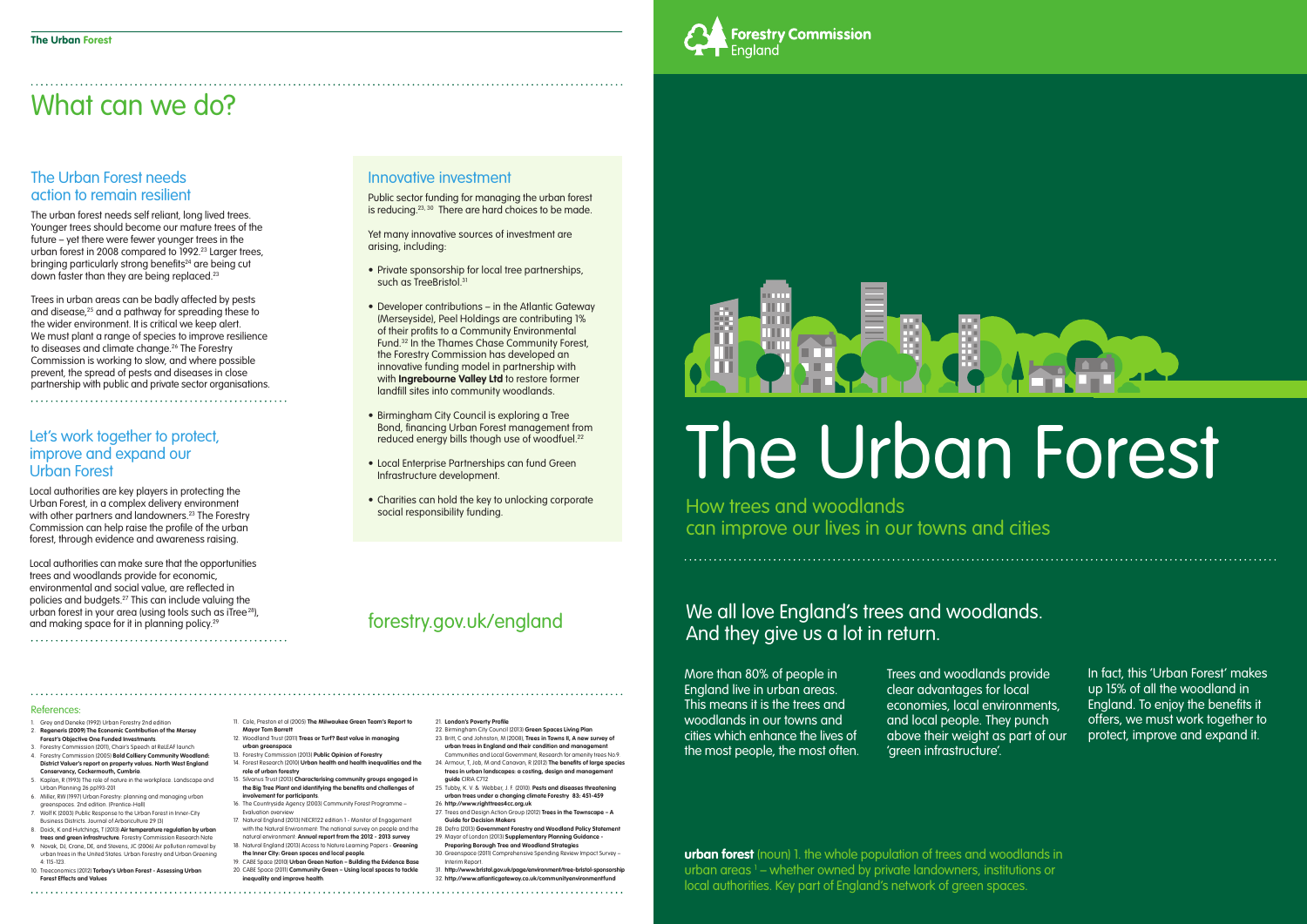# What can we do?

## The Urban Forest needs action to remain resilient

The urban forest needs self reliant, long lived trees. Younger trees should become our mature trees of the future – yet there were fewer younger trees in the urban forest in 2008 compared to 1992.[23] Larger trees, bringing particularly strong benefits[24] are being cut down faster than they are being replaced.[23]

Trees in urban areas can be badly affected by pests and disease,[25] and a pathway for spreading these to the wider environment. It is critical we keep alert. We must plant a range of species to improve resilience to diseases and climate change.[26] The Forestry Commission is working to slow, and where possible prevent, the spread of pests and diseases in close partnership with public and private sector organisations.

## Let's work together to protect, improve and expand our Urban Forest

Local authorities are key players in protecting the Urban Forest, in a complex delivery environment with other partners and landowners.[23] The Forestry Commission can help raise the profile of the urban forest, through evidence and awareness raising.

Local authorities can make sure that the opportunities trees and woodlands provide for economic, environmental and social value, are reflected in policies and budgets.[27] This can include valuing the urban forest in your area (using tools such as iTree[28]), and making space for it in planning policy.[29]

## Innovative investment

Public sector funding for managing the urban forest is reducing.[23, 30] There are hard choices to be made.

Yet many innovative sources of investment are arising, including:

- Private sponsorship for local tree partnerships, such as TreeBristol.[31]
- Developer contributions – in the Atlantic Gateway (Merseyside), Peel Holdings are contributing 1% of their profits to a Community Environmental Fund.[32] In the Thames Chase Community Forest, the Forestry Commission has developed an innovative funding model in partnership with with **Ingrebourne Valley Ltd** to restore former landfill sites into community woodlands.
- Birmingham City Council is exploring a Tree Bond, financing Urban Forest management from reduced energy bills though use of woodfuel.[22]
- Local Enterprise Partnerships can fund Green Infrastructure development.
- Charities can hold the key to unlocking corporate social responsibility funding.

forestry.gov.uk/england

### References:

1. Grey and Deneke (1992) Urban Forestry 2nd edition
2. **Regeneris (2009) The Economic Contribution of the Mersey Forest's Objective One Funded Investments**
3. Forestry Commission (2011), Chair's Speech at ReLEAF launch
4. Forestry Commission (2005) **Bold Colliery Community Woodland: District Valuer's report on property values. North West England Conservancy, Cockermouth, Cumbria**
5. Kaplan, R (1993) The role of nature in the workplace. Landscape and Urban Planning 26 pp193-201
6. Miller, RW (1997) Urban Forestry: planning and managing urban greenspaces. 2nd edition. (Prentice-Hall)
7. Wolf K (2003) Public Response to the Urban Forest in Inner-City Business Districts. Journal of Arboriculture 29 (3)
8. Doick, K and Hutchings, T (2013) **Air temperature regulation by urban trees and green infrastructure**. Forestry Commission Research Note
9. Novak, DJ, Crane, DE, and Stevens, JC (2006) Air pollution removal by urban trees in the United States. Urban Forestry and Urban Greening 4: 115-123.
10. Treeconomics (2012) **Torbay's Urban Forest - Assessing Urban Forest Effects and Values**
11. Cole, Preston et al (2005) **The Milwaukee Green Team's Report to Mayor Tom Barrett**
12. Woodland Trust (2011) **Trees or Turf? Best value in managing urban greenspace**
13. Forestry Commission (2013) **Public Opinion of Forestry**
14. Forest Research (2010) **Urban health and health inequalities and the role of urban forestry**
15. Silvanus Trust (2013) **Characterising community groups engaged in the Big Tree Plant and identifying the benefits and challenges of involvement for participants**
16. The Countryside Agency (2003) Community Forest Programme – Evaluation overview
17. Natural England (2013) NECR122 edition 1 - Monitor of Engagement with the Natural Environment: The national survey on people and the natural environment: **Annual report from the 2012 - 2013 survey**
18. Natural England (2013) Access to Nature Learning Papers - **Greening the Inner City: Green spaces and local people**
19. CABE Space (2010) **Urban Green Nation – Building the Evidence Base**
20. CABE Space (2011) **Community Green – Using local spaces to tackle inequality and improve health**
21. **London's Poverty Profile**
22. Birmingham City Council (2013) **Green Spaces Living Plan**
23. Britt, C and Johnston, M (2008), **Trees in Towns II, A new survey of urban trees in England and their condition and management**. Communities and Local Government, Research for amenity trees No.9.
24. Armour, T, Job, M and Canavan, R (2012) **The benefits of large species trees in urban landscapes: a costing, design and management guide** CIRIA C712
25. Tubby, K. V. & Webber, J. F. (2010). **Pests and diseases threatening urban trees under a changing climate Forestry 83: 451-459**
26. **http://www.righttrees4cc.org.uk**
27. Trees and Design Action Group (2012) **Trees in the Townscape – A Guide for Decision Makers**
28. Defra (2013) **Government Forestry and Woodland Policy Statement**
29. Mayor of London (2013) **Supplementary Planning Guidance - Preparing Borough Tree and Woodland Strategies**
30. Greenspace (2011) Comprehensive Spending Review Impact Survey – Interim Report
31. **http://www.bristol.gov.uk/page/environment/tree-bristol-sponsorship**
32. **http://www.atlanticgateway.co.uk/communityenvironmentfund**

Forestry Commission England

# The Urban Forest

## How trees and woodlands can improve our lives in our towns and cities

## We all love England's trees and woodlands. And they give us a lot in return.

More than 80% of people in England live in urban areas. This means it is the trees and woodlands in our towns and cities which enhance the lives of the most people, the most often.

Trees and woodlands provide clear advantages for local economies, local environments, and local people. They punch above their weight as part of our 'green infrastructure'.

In fact, this 'Urban Forest' makes up 15% of all the woodland in England. To enjoy the benefits it offers, we must work together to protect, improve and expand it.

**urban forest** (noun) 1. the whole population of trees and woodlands in urban areas [1] – whether owned by private landowners, institutions or local authorities. Key part of England's network of green spaces.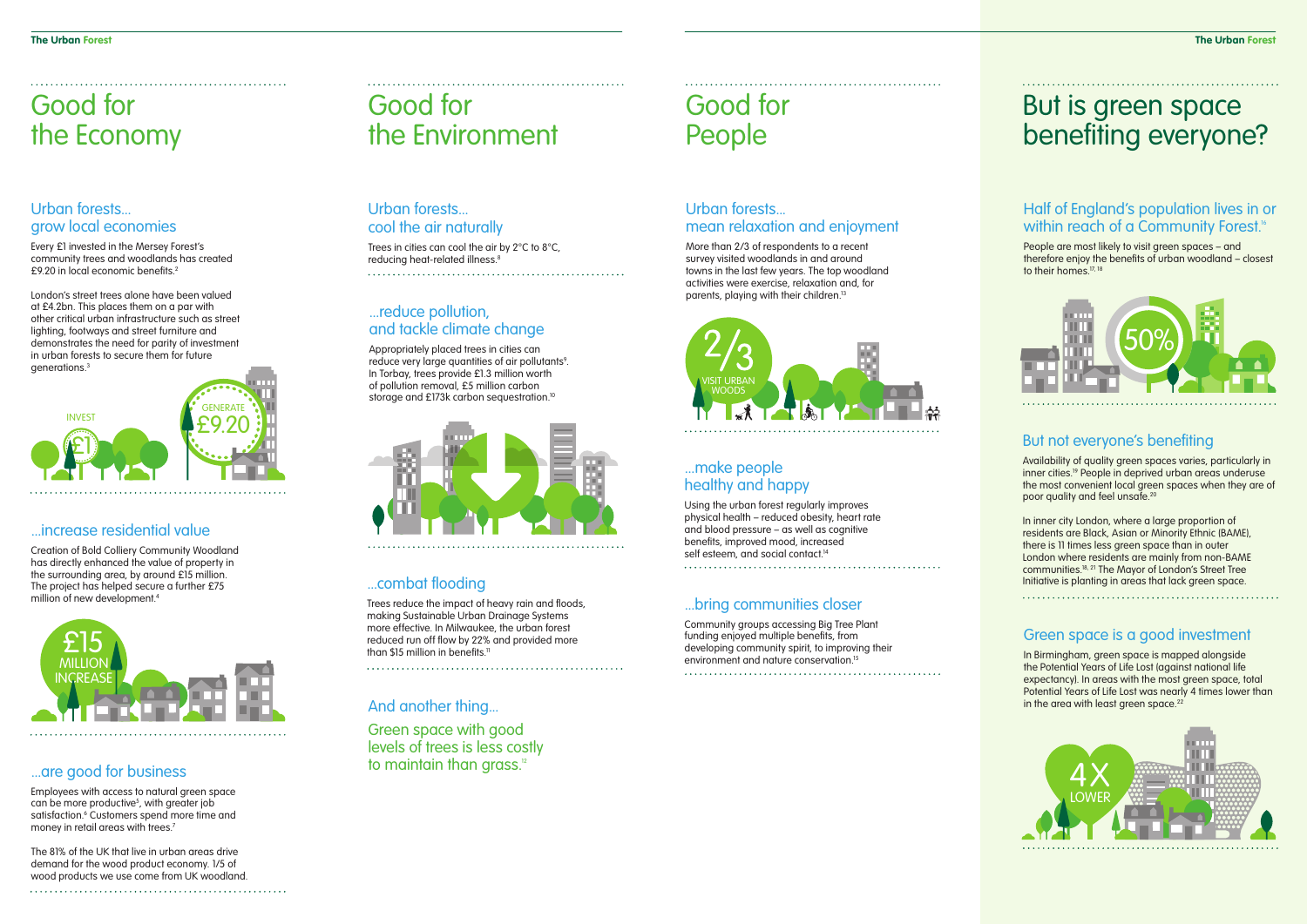# Good for the Economy

## Urban forests... grow local economies

Every £1 invested in the Mersey Forest's community trees and woodlands has created £9.20 in local economic benefits.[2]

London's street trees alone have been valued at £4.2bn. This places them on a par with other critical urban infrastructure such as street lighting, footways and street furniture and demonstrates the need for parity of investment in urban forests to secure them for future generations.[3]

INVEST
£1
GENERATE
£9.20

## ...increase residential value

Creation of Bold Colliery Community Woodland has directly enhanced the value of property in the surrounding area, by around £15 million. The project has helped secure a further £75 million of new development.[4]

£15 MILLION INCREASE

## ...are good for business

Employees with access to natural green space can be more productive[5], with greater job satisfaction.[6] Customers spend more time and money in retail areas with trees.[7]

The 81% of the UK that live in urban areas drive demand for the wood product economy. 1/5 of wood products we use come from UK woodland.

# Good for the Environment

## Urban forests... cool the air naturally

Trees in cities can cool the air by 2°C to 8°C, reducing heat-related illness.[8]

## ...reduce pollution, and tackle climate change

Appropriately placed trees in cities can reduce very large quantities of air pollutants[9]. In Torbay, trees provide £1.3 million worth of pollution removal, £5 million carbon storage and £173k carbon sequestration.[10]

## ...combat flooding

Trees reduce the impact of heavy rain and floods, making Sustainable Urban Drainage Systems more effective. In Milwaukee, the urban forest reduced run off flow by 22% and provided more than $15 million in benefits.[11]

## And another thing...

Green space with good levels of trees is less costly to maintain than grass.[12]

# Good for People

## Urban forests... mean relaxation and enjoyment

More than 2/3 of respondents to a recent survey visited woodlands in and around towns in the last few years. The top woodland activities were exercise, relaxation and, for parents, playing with their children.[13]

2/3
VISIT URBAN WOODS

## ...make people healthy and happy

Using the urban forest regularly improves physical health – reduced obesity, heart rate and blood pressure – as well as cognitive benefits, improved mood, increased self esteem, and social contact.[14]

## ...bring communities closer

Community groups accessing Big Tree Plant funding enjoyed multiple benefits, from developing community spirit, to improving their environment and nature conservation.[15]

# But is green space benefiting everyone?

## Half of England's population lives in or within reach of a Community Forest.[16]

People are most likely to visit green spaces – and therefore enjoy the benefits of urban woodland – closest to their homes.[17, 18]

50%

## But not everyone's benefiting

Availability of quality green spaces varies, particularly in inner cities.[19] People in deprived urban areas underuse the most convenient local green spaces when they are of poor quality and feel unsafe.[20]

In inner city London, where a large proportion of residents are Black, Asian or Minority Ethnic (BAME), there is 11 times less green space than in outer London where residents are mainly from non-BAME communities.[18, 21] The Mayor of London's Street Tree Initiative is planting in areas that lack green space.

## Green space is a good investment

In Birmingham, green space is mapped alongside the Potential Years of Life Lost (against national life expectancy). In areas with the most green space, total Potential Years of Life Lost was nearly 4 times lower than in the area with least green space.[22]

4X
LOWER